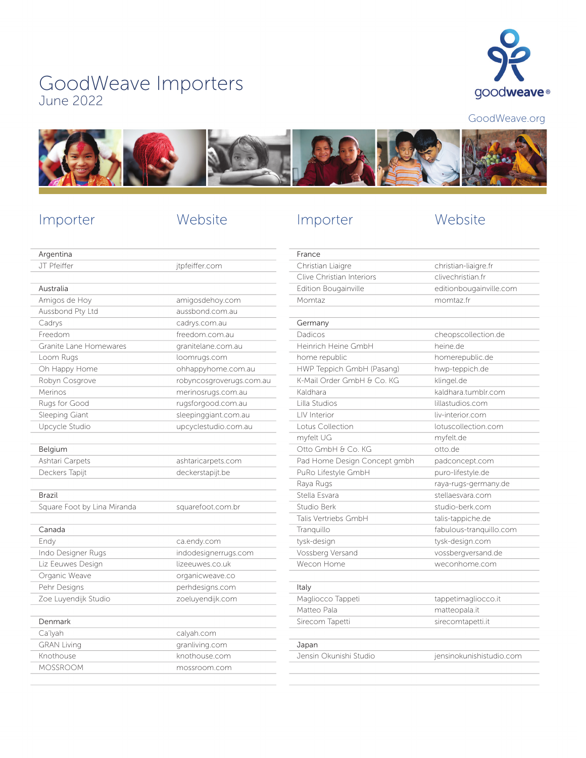# GoodWeave Importers

June 2022

GoodWeave.org

| Importer | Website |
|---|---|
| **Argentina** | |
| JT Pfeiffer | jtpfeiffer.com |
| **Australia** | |
| Amigos de Hoy | amigosdehoy.com |
| Aussbond Pty Ltd | aussbond.com.au |
| Cadrys | cadrys.com.au |
| Freedom | freedom.com.au |
| Granite Lane Homewares | granitelane.com.au |
| Loom Rugs | loomrugs.com |
| Oh Happy Home | ohhappyhome.com.au |
| Robyn Cosgrove | robyncosgroverugs.com.au |
| Merinos | merinosrugs.com.au |
| Rugs for Good | rugsforgood.com.au |
| Sleeping Giant | sleepinggiant.com.au |
| Upcycle Studio | upcyclestudio.com.au |
| **Belgium** | |
| Ashtari Carpets | ashtaricarpets.com |
| Deckers Tapijt | deckerstapijt.be |
| **Brazil** | |
| Square Foot by Lina Miranda | squarefoot.com.br |
| **Canada** | |
| Endy | ca.endy.com |
| Indo Designer Rugs | indodesignerrugs.com |
| Liz Eeuwes Design | lizeeuwes.co.uk |
| Organic Weave | organicweave.co |
| Pehr Designs | perhdesigns.com |
| Zoe Luyendijk Studio | zoeluyendijk.com |
| **Denmark** | |
| Ca'lyah | calyah.com |
| GRAN Living | granliving.com |
| Knothouse | knothouse.com |
| MOSSROOM | mossroom.com |

| Importer | Website |
|---|---|
| **France** | |
| Christian Liaigre | christian-liaigre.fr |
| Clive Christian Interiors | clivechristian.fr |
| Edition Bougainville | editionbougainville.com |
| Momtaz | momtaz.fr |
| **Germany** | |
| Dadicos | cheopscollection.de |
| Heinrich Heine GmbH | heine.de |
| home republic | homerepublic.de |
| HWP Teppich GmbH (Pasang) | hwp-teppich.de |
| K-Mail Order GmbH & Co. KG | klingel.de |
| Kaldhara | kaldhara.tumblr.com |
| Lilla Studios | lillastudios.com |
| LIV Interior | liv-interior.com |
| Lotus Collection | lotuscollection.com |
| myfelt UG | myfelt.de |
| Otto GmbH & Co. KG | otto.de |
| Pad Home Design Concept gmbh | padconcept.com |
| PuRo Lifestyle GmbH | puro-lifestyle.de |
| Raya Rugs | raya-rugs-germany.de |
| Stella Esvara | stellaesvara.com |
| Studio Berk | studio-berk.com |
| Talis Vertriebs GmbH | talis-tappiche.de |
| Tranquillo | fabulous-tranquillo.com |
| tysk-design | tysk-design.com |
| Vossberg Versand | vossbergversand.de |
| Wecon Home | weconhome.com |
| **Italy** | |
| Magliocco Tappeti | tappetimagliocco.it |
| Matteo Pala | matteopala.it |
| Sirecom Tapetti | sirecomtapetti.it |
| **Japan** | |
| Jensin Okunishi Studio | jensinokunishistudio.com |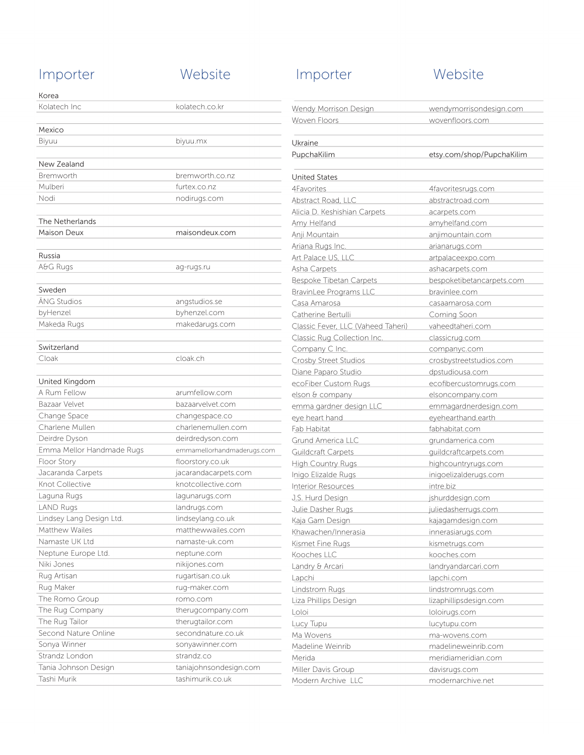| Importer | Website |
| --- | --- |
| **Korea** | |
| Kolatech Inc | kolatech.co.kr |
| **Mexico** | |
| Biyuu | biyuu.mx |
| **New Zealand** | |
| Bremworth | bremworth.co.nz |
| Mulberi | furtex.co.nz |
| Nodi | nodirugs.com |
| **The Netherlands** | |
| Maison Deux | maisondeux.com |
| **Russia** | |
| A&G Rugs | ag-rugs.ru |
| **Sweden** | |
| ÄNG Studios | angstudios.se |
| byHenzel | byhenzel.com |
| Makeda Rugs | makedarugs.com |
| **Switzerland** | |
| Cloak | cloak.ch |
| **United Kingdom** | |
| A Rum Fellow | arumfellow.com |
| Bazaar Velvet | bazaarvelvet.com |
| Change Space | changespace.co |
| Charlene Mullen | charlenemullen.com |
| Deirdre Dyson | deirdredyson.com |
| Emma Mellor Handmade Rugs | emmamellorhandmaderugs.com |
| Floor Story | floorstory.co.uk |
| Jacaranda Carpets | jacarandacarpets.com |
| Knot Collective | knotcollective.com |
| Laguna Rugs | lagunarugs.com |
| LAND Rugs | landrugs.com |
| Lindsey Lang Design Ltd. | lindseylang.co.uk |
| Matthew Wailes | matthewwailes.com |
| Namaste UK Ltd | namaste-uk.com |
| Neptune Europe Ltd. | neptune.com |
| Niki Jones | nikijones.com |
| Rug Artisan | rugartisan.co.uk |
| Rug Maker | rug-maker.com |
| The Romo Group | romo.com |
| The Rug Company | therugcompany.com |
| The Rug Tailor | therugtailor.com |
| Second Nature Online | secondnature.co.uk |
| Sonya Winner | sonyawinner.com |
| Strandz London | strandz.co |
| Tania Johnson Design | taniajohnsondesign.com |
| Tashi Murik | tashimurik.co.uk |
| Wendy Morrison Design | wendymorrisondesign.com |
| Woven Floors | wovenfloors.com |
| **Ukraine** | |
| PupchaKilim | etsy.com/shop/PupchaKilim |
| **United States** | |
| 4Favorites | 4favoritesrugs.com |
| Abstract Road, LLC | abstractroad.com |
| Alicia D. Keshishian Carpets | acarpets.com |
| Amy Helfand | amyhelfand.com |
| Anji Mountain | anjimountain.com |
| Ariana Rugs Inc. | arianarugs.com |
| Art Palace US, LLC | artpalaceexpo.com |
| Asha Carpets | ashacarpets.com |
| Bespoke Tibetan Carpets | bespoketibetancarpets.com |
| BravinLee Programs LLC | bravinlee.com |
| Casa Amarosa | casaamarosa.com |
| Catherine Bertulli | Coming Soon |
| Classic Fever, LLC (Vaheed Taheri) | vaheedtaheri.com |
| Classic Rug Collection Inc. | classicrug.com |
| Company C Inc. | companyc.com |
| Crosby Street Studios | crosbystreetstudios.com |
| Diane Paparo Studio | dpstudiousa.com |
| ecoFiber Custom Rugs | ecofibercustomrugs.com |
| elson & company | elsoncompany.com |
| emma gardner design LLC | emmagardnerdesign.com |
| eye heart hand | eyehearthand.earth |
| Fab Habitat | fabhabitat.com |
| Grund America LLC | grundamerica.com |
| Guildcraft Carpets | guildcraftcarpets.com |
| High Country Rugs | highcountryrugs.com |
| Inigo Elizalde Rugs | inigoelizalderugs.com |
| Interior Resources | intre.biz |
| J.S. Hurd Design | jshurddesign.com |
| Julie Dasher Rugs | juliedasherrugs.com |
| Kaja Gam Design | kajagamdesign.com |
| Khawachen/Innerasia | innerasiarugs.com |
| Kismet Fine Rugs | kismetrugs.com |
| Kooches LLC | kooches.com |
| Landry & Arcari | landryandarcari.com |
| Lapchi | lapchi.com |
| Lindstrom Rugs | lindstromrugs.com |
| Liza Phillips Design | lizaphillipsdesign.com |
| Loloi | loloirugs.com |
| Lucy Tupu | lucytupu.com |
| Ma Wovens | ma-wovens.com |
| Madeline Weinrib | madelineweinrib.com |
| Merida | meridiameridian.com |
| Miller Davis Group | davisrugs.com |
| Modern Archive LLC | modernarchive.net |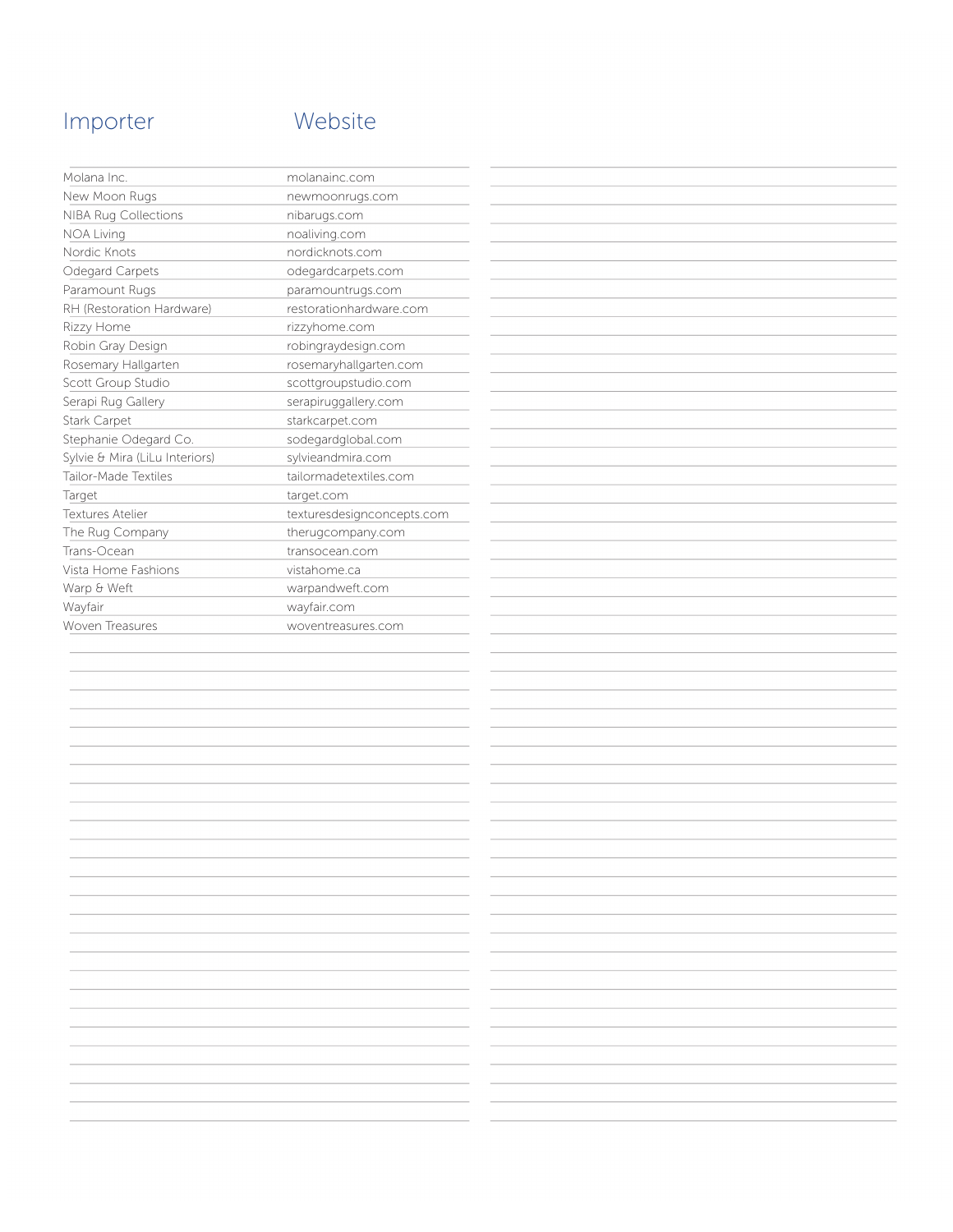| Importer | Website |
| --- | --- |
| Molana Inc. | molanainc.com |
| New Moon Rugs | newmoonrugs.com |
| NIBA Rug Collections | nibarugs.com |
| NOA Living | noaliving.com |
| Nordic Knots | nordicknots.com |
| Odegard Carpets | odegardcarpets.com |
| Paramount Rugs | paramountrugs.com |
| RH (Restoration Hardware) | restorationhardware.com |
| Rizzy Home | rizzyhome.com |
| Robin Gray Design | robingraydesign.com |
| Rosemary Hallgarten | rosemaryhallgarten.com |
| Scott Group Studio | scottgroupstudio.com |
| Serapi Rug Gallery | serapiruggallery.com |
| Stark Carpet | starkcarpet.com |
| Stephanie Odegard Co. | sodegardglobal.com |
| Sylvie & Mira (LiLu Interiors) | sylvieandmira.com |
| Tailor-Made Textiles | tailormadetextiles.com |
| Target | target.com |
| Textures Atelier | texturesdesignconcepts.com |
| The Rug Company | therugcompany.com |
| Trans-Ocean | transocean.com |
| Vista Home Fashions | vistahome.ca |
| Warp & Weft | warpandweft.com |
| Wayfair | wayfair.com |
| Woven Treasures | woventreasures.com |